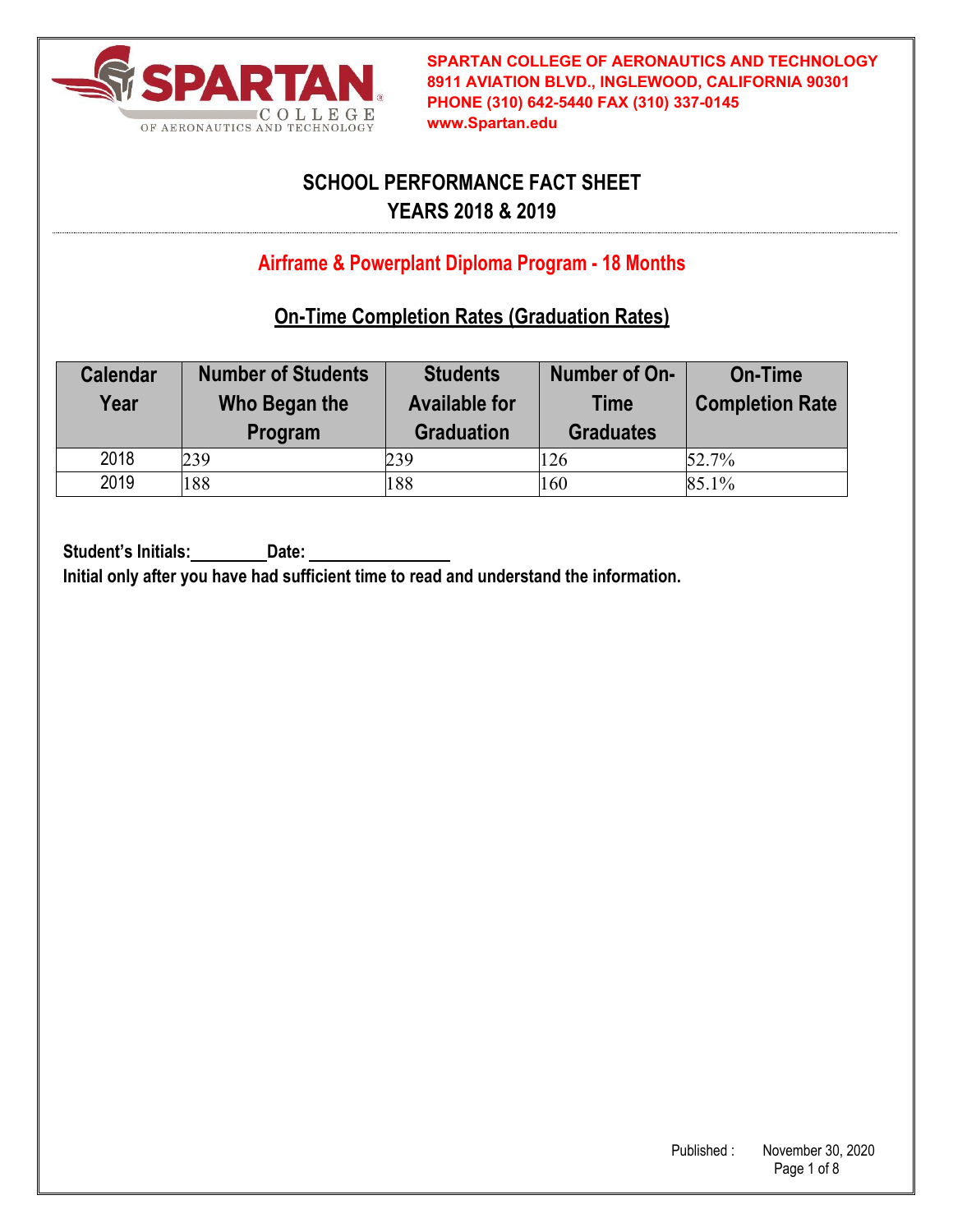**SPARTAN COLLEGE OF AERONAUTICS AND TECHNOLOGY**
**8911 AVIATION BLVD., INGLEWOOD, CALIFORNIA 90301**
**PHONE (310) 642-5440 FAX (310) 337-0145**
**www.Spartan.edu**

# SCHOOL PERFORMANCE FACT SHEET
# YEARS 2018 & 2019

## Airframe & Powerplant Diploma Program - 18 Months

### On-Time Completion Rates (Graduation Rates)

| Calendar Year | Number of Students Who Began the Program | Students Available for Graduation | Number of On-Time Graduates | On-Time Completion Rate |
|---|---|---|---|---|
| 2018 | 239 | 239 | 126 | 52.7% |
| 2019 | 188 | 188 | 160 | 85.1% |

**Student's Initials:\_\_\_\_\_\_\_\_\_ Date: \_\_\_\_\_\_\_\_\_\_\_\_\_\_\_\_**
**Initial only after you have had sufficient time to read and understand the information.**

Published : November 30, 2020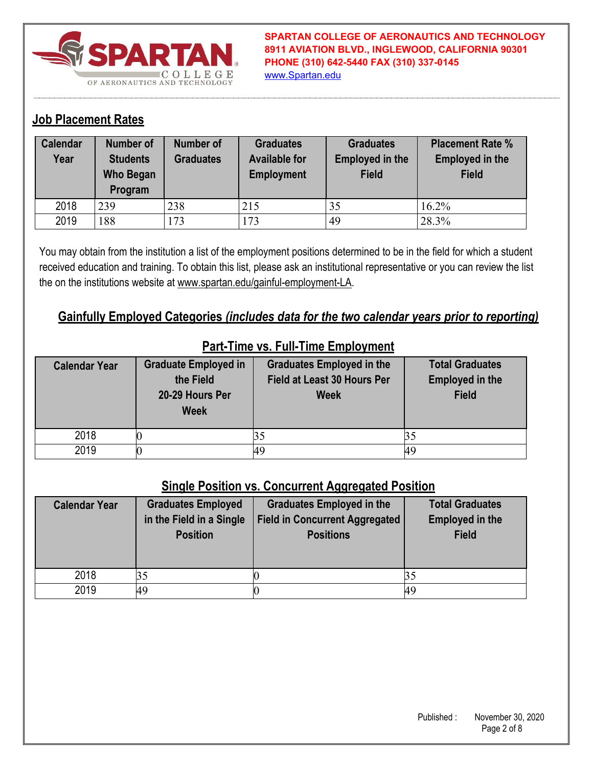SPARTAN COLLEGE OF AERONAUTICS AND TECHNOLOGY
8911 AVIATION BLVD., INGLEWOOD, CALIFORNIA 90301
PHONE (310) 642-5440 FAX (310) 337-0145
www.Spartan.edu

## Job Placement Rates

| Calendar Year | Number of Students Who Began Program | Number of Graduates | Graduates Available for Employment | Graduates Employed in the Field | Placement Rate % Employed in the Field |
|---|---|---|---|---|---|
| 2018 | 239 | 238 | 215 | 35 | 16.2% |
| 2019 | 188 | 173 | 173 | 49 | 28.3% |

You may obtain from the institution a list of the employment positions determined to be in the field for which a student received education and training. To obtain this list, please ask an institutional representative or you can review the list the on the institutions website at www.spartan.edu/gainful-employment-LA.

## Gainfully Employed Categories *(includes data for the two calendar years prior to reporting)*

### Part-Time vs. Full-Time Employment

| Calendar Year | Graduate Employed in the Field 20-29 Hours Per Week | Graduates Employed in the Field at Least 30 Hours Per Week | Total Graduates Employed in the Field |
|---|---|---|---|
| 2018 | 0 | 35 | 35 |
| 2019 | 0 | 49 | 49 |

### Single Position vs. Concurrent Aggregated Position

| Calendar Year | Graduates Employed in the Field in a Single Position | Graduates Employed in the Field in Concurrent Aggregated Positions | Total Graduates Employed in the Field |
|---|---|---|---|
| 2018 | 35 | 0 | 35 |
| 2019 | 49 | 0 | 49 |

Published : November 30, 2020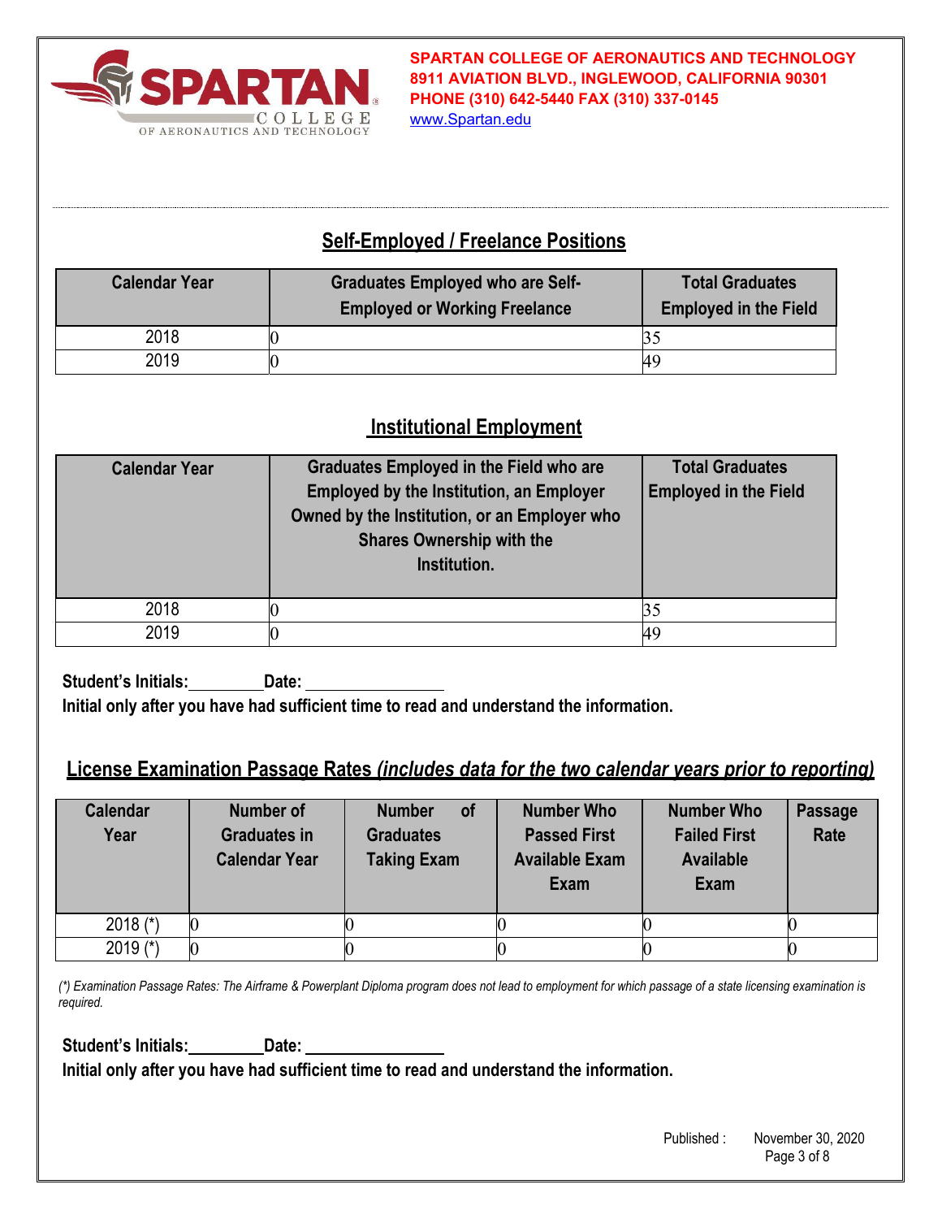## Self-Employed / Freelance Positions

| Calendar Year | Graduates Employed who are Self-Employed or Working Freelance | Total Graduates Employed in the Field |
|---|---|---|
| 2018 | 0 | 35 |
| 2019 | 0 | 49 |

## Institutional Employment

| Calendar Year | Graduates Employed in the Field who are Employed by the Institution, an Employer Owned by the Institution, or an Employer who Shares Ownership with the Institution. | Total Graduates Employed in the Field |
|---|---|---|
| 2018 | 0 | 35 |
| 2019 | 0 | 49 |

**Student's Initials:\_\_\_\_\_\_\_\_\_Date: \_\_\_\_\_\_\_\_\_\_\_\_\_\_\_\_**

**Initial only after you have had sufficient time to read and understand the information.**

## License Examination Passage Rates *(includes data for the two calendar years prior to reporting)*

| Calendar Year | Number of Graduates in Calendar Year | Number of Graduates Taking Exam | Number Who Passed First Available Exam Exam | Number Who Failed First Available Exam | Passage Rate |
|---|---|---|---|---|---|
| 2018 (*) | 0 | 0 | 0 | 0 | 0 |
| 2019 (*) | 0 | 0 | 0 | 0 | 0 |

*(\*) Examination Passage Rates: The Airframe & Powerplant Diploma program does not lead to employment for which passage of a state licensing examination is required.*

**Student's Initials:\_\_\_\_\_\_\_\_\_Date: \_\_\_\_\_\_\_\_\_\_\_\_\_\_\_\_**

**Initial only after you have had sufficient time to read and understand the information.**

Published : November 30, 2020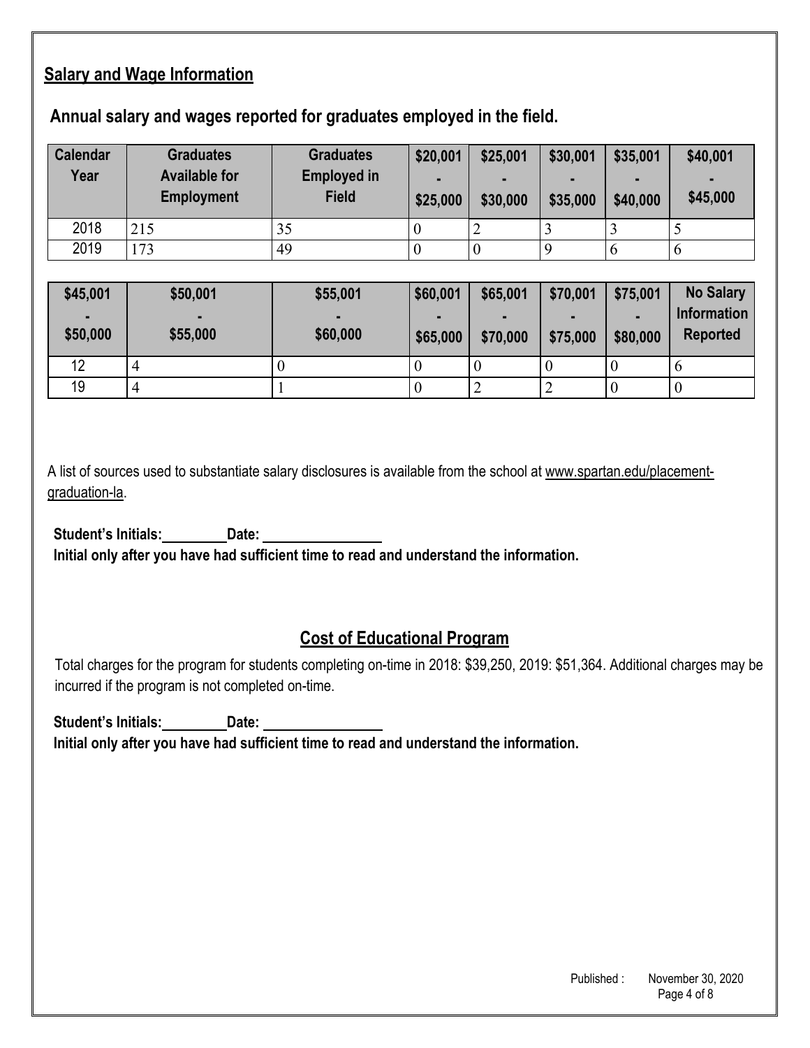## Salary and Wage Information

### Annual salary and wages reported for graduates employed in the field.

| Calendar Year | Graduates Available for Employment | Graduates Employed in Field | $20,001 - $25,000 | $25,001 - $30,000 | $30,001 - $35,000 | $35,001 - $40,000 | $40,001 - $45,000 |
|---|---|---|---|---|---|---|---|
| 2018 | 215 | 35 | 0 | 2 | 3 | 3 | 5 |
| 2019 | 173 | 49 | 0 | 0 | 9 | 6 | 6 |

| $45,001 - $50,000 | $50,001 - $55,000 | $55,001 - $60,000 | $60,001 - $65,000 | $65,001 - $70,000 | $70,001 - $75,000 | $75,001 - $80,000 | No Salary Information Reported |
|---|---|---|---|---|---|---|---|
| 12 | 4 | 0 | 0 | 0 | 0 | 0 | 6 |
| 19 | 4 | 1 | 0 | 2 | 2 | 0 | 0 |

A list of sources used to substantiate salary disclosures is available from the school at www.spartan.edu/placement-graduation-la.

**Student's Initials:\_\_\_\_\_\_\_\_\_ Date: \_\_\_\_\_\_\_\_\_\_\_\_\_\_\_\_**

**Initial only after you have had sufficient time to read and understand the information.**

## Cost of Educational Program

Total charges for the program for students completing on-time in 2018: $39,250, 2019: $51,364. Additional charges may be incurred if the program is not completed on-time.

**Student's Initials:\_\_\_\_\_\_\_\_\_ Date: \_\_\_\_\_\_\_\_\_\_\_\_\_\_\_\_**

**Initial only after you have had sufficient time to read and understand the information.**

Published : November 30, 2020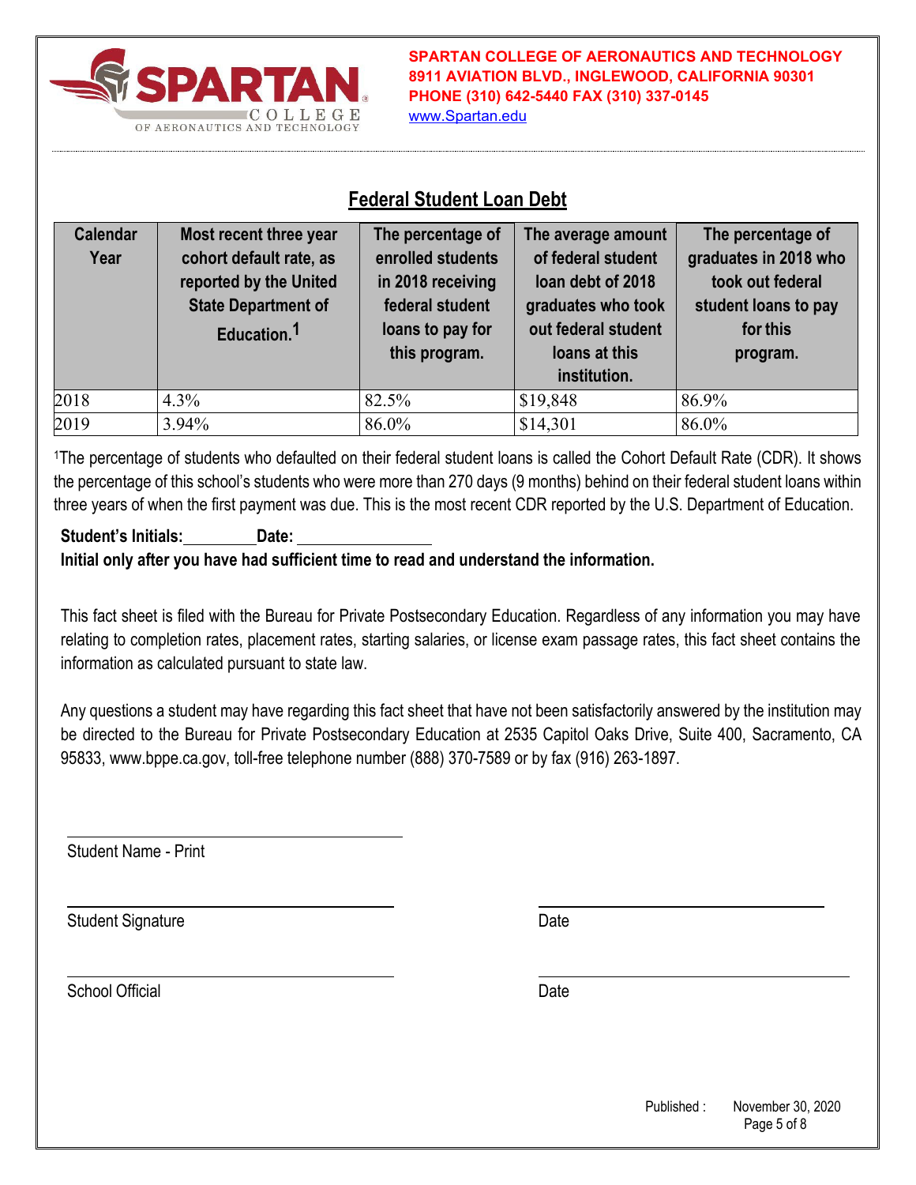SPARTAN COLLEGE OF AERONAUTICS AND TECHNOLOGY
8911 AVIATION BLVD., INGLEWOOD, CALIFORNIA 90301
PHONE (310) 642-5440 FAX (310) 337-0145
www.Spartan.edu

## Federal Student Loan Debt

| Calendar Year | Most recent three year cohort default rate, as reported by the United State Department of Education.[1] | The percentage of enrolled students in 2018 receiving federal student loans to pay for this program. | The average amount of federal student loan debt of 2018 graduates who took out federal student loans at this institution. | The percentage of graduates in 2018 who took out federal student loans to pay for this program. |
|---|---|---|---|---|
| 2018 | 4.3% | 82.5% | $19,848 | 86.9% |
| 2019 | 3.94% | 86.0% | $14,301 | 86.0% |

[1]The percentage of students who defaulted on their federal student loans is called the Cohort Default Rate (CDR). It shows the percentage of this school's students who were more than 270 days (9 months) behind on their federal student loans within three years of when the first payment was due. This is the most recent CDR reported by the U.S. Department of Education.

**Student's Initials:________ Date: ________________**
**Initial only after you have had sufficient time to read and understand the information.**

This fact sheet is filed with the Bureau for Private Postsecondary Education. Regardless of any information you may have relating to completion rates, placement rates, starting salaries, or license exam passage rates, this fact sheet contains the information as calculated pursuant to state law.

Any questions a student may have regarding this fact sheet that have not been satisfactorily answered by the institution may be directed to the Bureau for Private Postsecondary Education at 2535 Capitol Oaks Drive, Suite 400, Sacramento, CA 95833, www.bppe.ca.gov, toll-free telephone number (888) 370-7589 or by fax (916) 263-1897.

______________________________
Student Name - Print

______________________________ ______________________________
Student Signature Date

______________________________ ______________________________
School Official Date

Published : November 30, 2020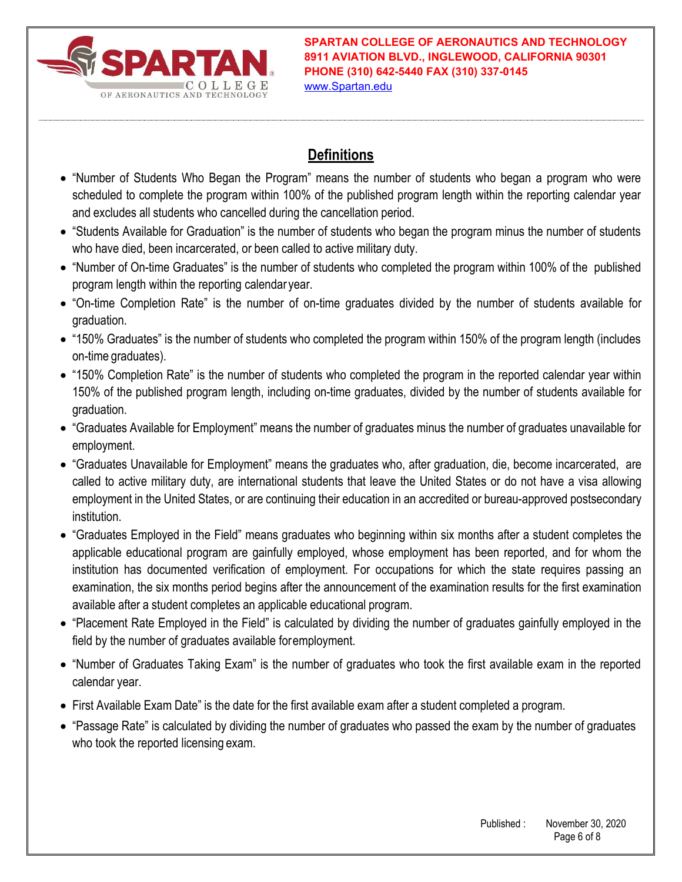## Definitions

- "Number of Students Who Began the Program" means the number of students who began a program who were scheduled to complete the program within 100% of the published program length within the reporting calendar year and excludes all students who cancelled during the cancellation period.
- "Students Available for Graduation" is the number of students who began the program minus the number of students who have died, been incarcerated, or been called to active military duty.
- "Number of On-time Graduates" is the number of students who completed the program within 100% of the published program length within the reporting calendar year.
- "On-time Completion Rate" is the number of on-time graduates divided by the number of students available for graduation.
- "150% Graduates" is the number of students who completed the program within 150% of the program length (includes on-time graduates).
- "150% Completion Rate" is the number of students who completed the program in the reported calendar year within 150% of the published program length, including on-time graduates, divided by the number of students available for graduation.
- "Graduates Available for Employment" means the number of graduates minus the number of graduates unavailable for employment.
- "Graduates Unavailable for Employment" means the graduates who, after graduation, die, become incarcerated, are called to active military duty, are international students that leave the United States or do not have a visa allowing employment in the United States, or are continuing their education in an accredited or bureau-approved postsecondary institution.
- "Graduates Employed in the Field" means graduates who beginning within six months after a student completes the applicable educational program are gainfully employed, whose employment has been reported, and for whom the institution has documented verification of employment. For occupations for which the state requires passing an examination, the six months period begins after the announcement of the examination results for the first examination available after a student completes an applicable educational program.
- "Placement Rate Employed in the Field" is calculated by dividing the number of graduates gainfully employed in the field by the number of graduates available for employment.
- "Number of Graduates Taking Exam" is the number of graduates who took the first available exam in the reported calendar year.
- First Available Exam Date" is the date for the first available exam after a student completed a program.
- "Passage Rate" is calculated by dividing the number of graduates who passed the exam by the number of graduates who took the reported licensing exam.

Published : November 30, 2020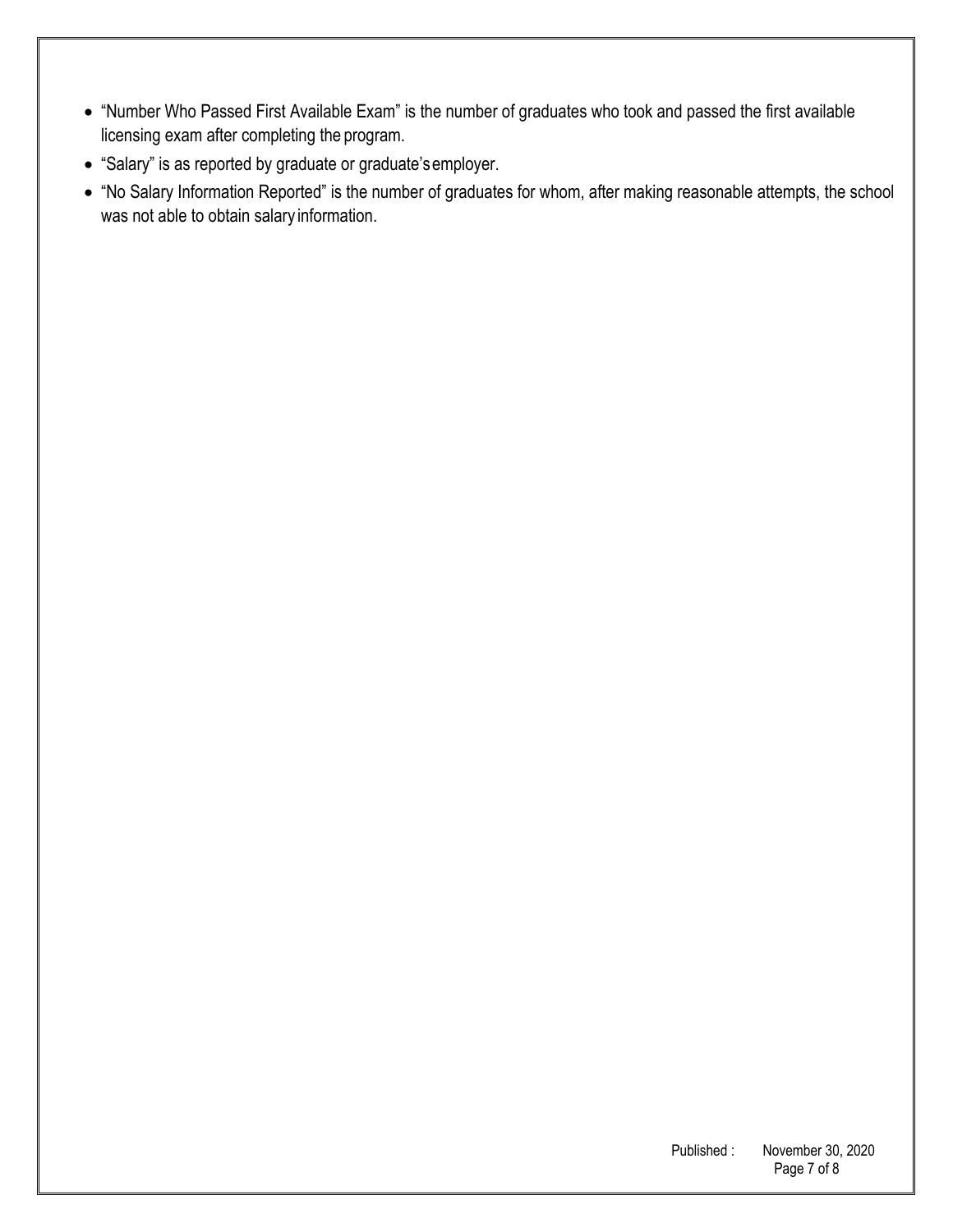- "Number Who Passed First Available Exam" is the number of graduates who took and passed the first available licensing exam after completing the program.
- "Salary" is as reported by graduate or graduate's employer.
- "No Salary Information Reported" is the number of graduates for whom, after making reasonable attempts, the school was not able to obtain salary information.

Published : November 30, 2020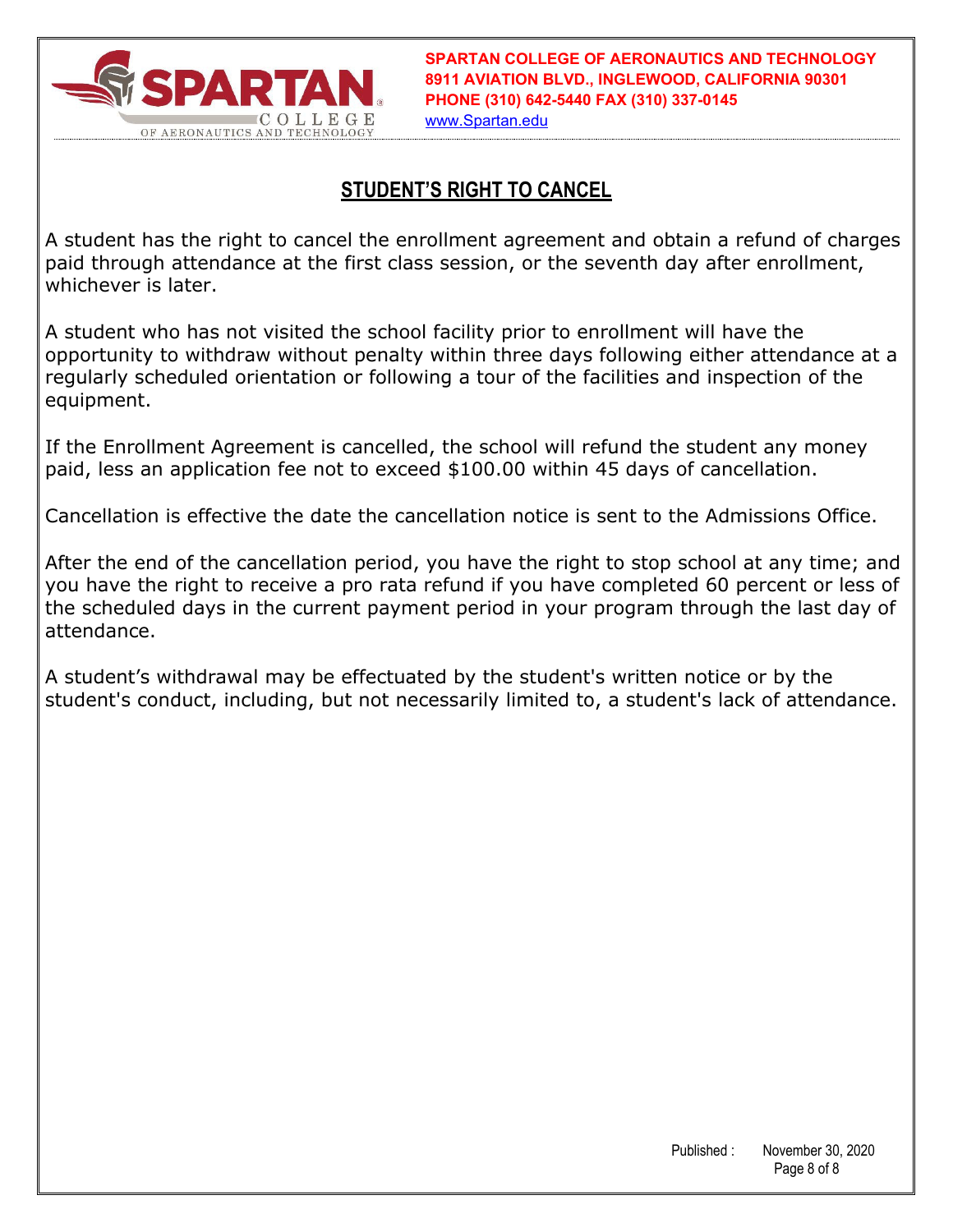## STUDENT'S RIGHT TO CANCEL

A student has the right to cancel the enrollment agreement and obtain a refund of charges paid through attendance at the first class session, or the seventh day after enrollment, whichever is later.

A student who has not visited the school facility prior to enrollment will have the opportunity to withdraw without penalty within three days following either attendance at a regularly scheduled orientation or following a tour of the facilities and inspection of the equipment.

If the Enrollment Agreement is cancelled, the school will refund the student any money paid, less an application fee not to exceed $100.00 within 45 days of cancellation.

Cancellation is effective the date the cancellation notice is sent to the Admissions Office.

After the end of the cancellation period, you have the right to stop school at any time; and you have the right to receive a pro rata refund if you have completed 60 percent or less of the scheduled days in the current payment period in your program through the last day of attendance.

A student's withdrawal may be effectuated by the student's written notice or by the student's conduct, including, but not necessarily limited to, a student's lack of attendance.